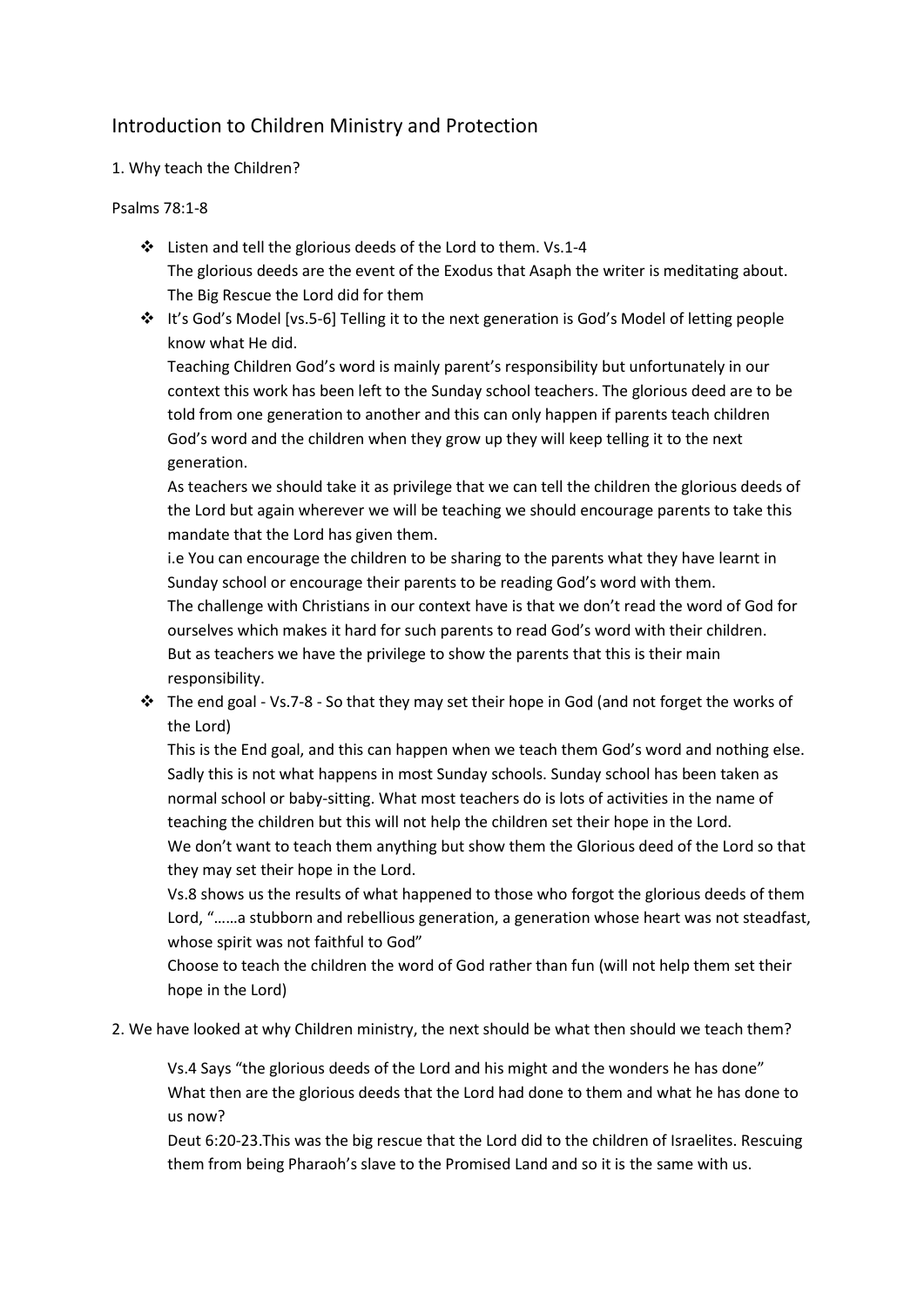# Introduction to Children Ministry and Protection

1. Why teach the Children?

Psalms 78:1-8

- ❖ Listen and tell the glorious deeds of the Lord to them. Vs.1-4
  The glorious deeds are the event of the Exodus that Asaph the writer is meditating about. The Big Rescue the Lord did for them
- ❖ It's God's Model [vs.5-6] Telling it to the next generation is God's Model of letting people know what He did.
  Teaching Children God's word is mainly parent's responsibility but unfortunately in our context this work has been left to the Sunday school teachers. The glorious deed are to be told from one generation to another and this can only happen if parents teach children God's word and the children when they grow up they will keep telling it to the next generation.
  As teachers we should take it as privilege that we can tell the children the glorious deeds of the Lord but again wherever we will be teaching we should encourage parents to take this mandate that the Lord has given them.
  i.e You can encourage the children to be sharing to the parents what they have learnt in Sunday school or encourage their parents to be reading God's word with them.
  The challenge with Christians in our context have is that we don't read the word of God for ourselves which makes it hard for such parents to read God's word with their children.
  But as teachers we have the privilege to show the parents that this is their main responsibility.
- ❖ The end goal - Vs.7-8 - So that they may set their hope in God (and not forget the works of the Lord)
  This is the End goal, and this can happen when we teach them God's word and nothing else. Sadly this is not what happens in most Sunday schools. Sunday school has been taken as normal school or baby-sitting. What most teachers do is lots of activities in the name of teaching the children but this will not help the children set their hope in the Lord.
  We don't want to teach them anything but show them the Glorious deed of the Lord so that they may set their hope in the Lord.
  Vs.8 shows us the results of what happened to those who forgot the glorious deeds of them Lord, "……a stubborn and rebellious generation, a generation whose heart was not steadfast, whose spirit was not faithful to God"
  Choose to teach the children the word of God rather than fun (will not help them set their hope in the Lord)

2. We have looked at why Children ministry, the next should be what then should we teach them?

   Vs.4 Says "the glorious deeds of the Lord and his might and the wonders he has done"
   What then are the glorious deeds that the Lord had done to them and what he has done to us now?
   Deut 6:20-23.This was the big rescue that the Lord did to the children of Israelites. Rescuing them from being Pharaoh's slave to the Promised Land and so it is the same with us.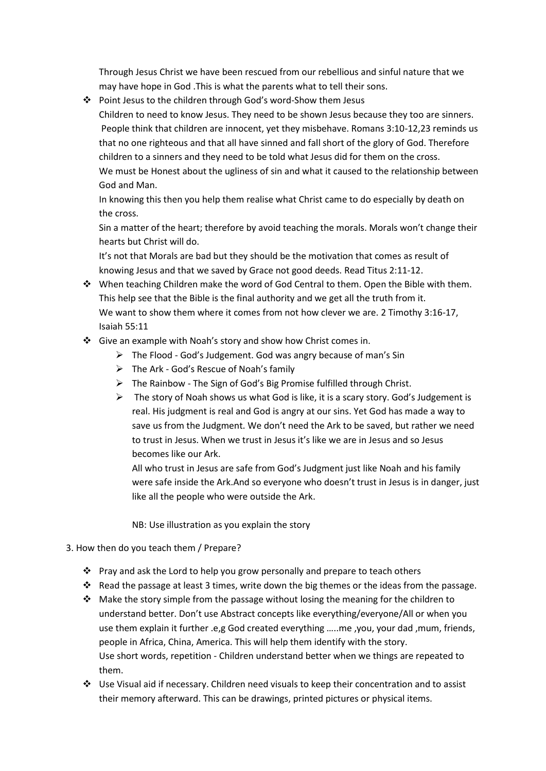Through Jesus Christ we have been rescued from our rebellious and sinful nature that we may have hope in God .This is what the parents what to tell their sons.

- Point Jesus to the children through God's word-Show them Jesus
  Children to need to know Jesus. They need to be shown Jesus because they too are sinners. People think that children are innocent, yet they misbehave. Romans 3:10-12,23 reminds us that no one righteous and that all have sinned and fall short of the glory of God. Therefore children to a sinners and they need to be told what Jesus did for them on the cross.
  We must be Honest about the ugliness of sin and what it caused to the relationship between God and Man.
  In knowing this then you help them realise what Christ came to do especially by death on the cross.
  Sin a matter of the heart; therefore by avoid teaching the morals. Morals won't change their hearts but Christ will do.
  It's not that Morals are bad but they should be the motivation that comes as result of knowing Jesus and that we saved by Grace not good deeds. Read Titus 2:11-12.
- When teaching Children make the word of God Central to them. Open the Bible with them. This help see that the Bible is the final authority and we get all the truth from it.
  We want to show them where it comes from not how clever we are. 2 Timothy 3:16-17, Isaiah 55:11
- Give an example with Noah's story and show how Christ comes in.
  - The Flood - God's Judgement. God was angry because of man's Sin
  - The Ark - God's Rescue of Noah's family
  - The Rainbow - The Sign of God's Big Promise fulfilled through Christ.
  - The story of Noah shows us what God is like, it is a scary story. God's Judgement is real. His judgment is real and God is angry at our sins. Yet God has made a way to save us from the Judgment. We don't need the Ark to be saved, but rather we need to trust in Jesus. When we trust in Jesus it's like we are in Jesus and so Jesus becomes like our Ark.

    All who trust in Jesus are safe from God's Judgment just like Noah and his family were safe inside the Ark.And so everyone who doesn't trust in Jesus is in danger, just like all the people who were outside the Ark.

    NB: Use illustration as you explain the story

3. How then do you teach them / Prepare?

- Pray and ask the Lord to help you grow personally and prepare to teach others
- Read the passage at least 3 times, write down the big themes or the ideas from the passage.
- Make the story simple from the passage without losing the meaning for the children to understand better. Don't use Abstract concepts like everything/everyone/All or when you use them explain it further .e,g God created everything …..me ,you, your dad ,mum, friends, people in Africa, China, America. This will help them identify with the story.
  Use short words, repetition - Children understand better when we things are repeated to them.
- Use Visual aid if necessary. Children need visuals to keep their concentration and to assist their memory afterward. This can be drawings, printed pictures or physical items.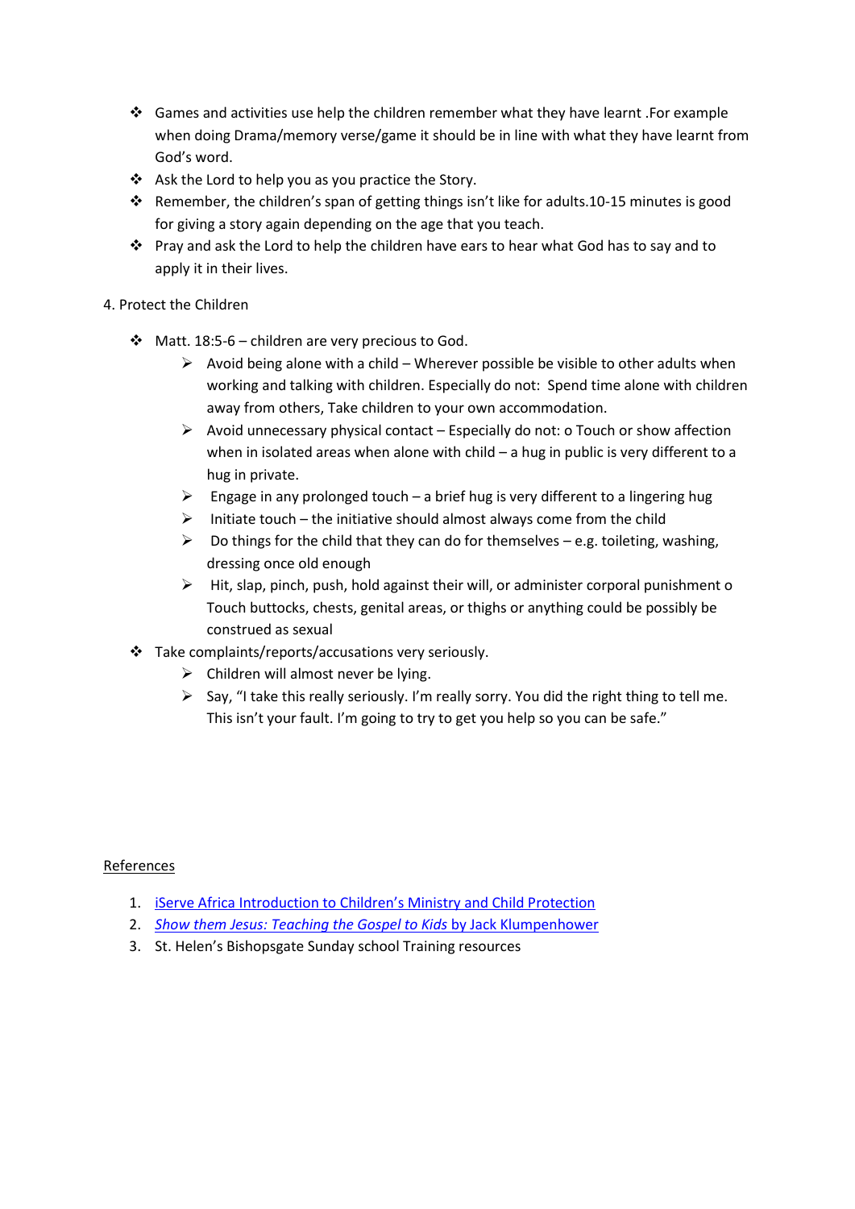- Games and activities use help the children remember what they have learnt .For example when doing Drama/memory verse/game it should be in line with what they have learnt from God's word.
- Ask the Lord to help you as you practice the Story.
- Remember, the children's span of getting things isn't like for adults.10-15 minutes is good for giving a story again depending on the age that you teach.
- Pray and ask the Lord to help the children have ears to hear what God has to say and to apply it in their lives.

4. Protect the Children

- Matt. 18:5-6 – children are very precious to God.
  - Avoid being alone with a child – Wherever possible be visible to other adults when working and talking with children. Especially do not: Spend time alone with children away from others, Take children to your own accommodation.
  - Avoid unnecessary physical contact – Especially do not: o Touch or show affection when in isolated areas when alone with child – a hug in public is very different to a hug in private.
  - Engage in any prolonged touch – a brief hug is very different to a lingering hug
  - Initiate touch – the initiative should almost always come from the child
  - Do things for the child that they can do for themselves – e.g. toileting, washing, dressing once old enough
  - Hit, slap, pinch, push, hold against their will, or administer corporal punishment o Touch buttocks, chests, genital areas, or thighs or anything could be possibly be construed as sexual
- Take complaints/reports/accusations very seriously.
  - Children will almost never be lying.
  - Say, "I take this really seriously. I'm really sorry. You did the right thing to tell me. This isn't your fault. I'm going to try to get you help so you can be safe."

References

1. iServe Africa Introduction to Children's Ministry and Child Protection
2. *Show them Jesus: Teaching the Gospel to Kids* by Jack Klumpenhower
3. St. Helen's Bishopsgate Sunday school Training resources